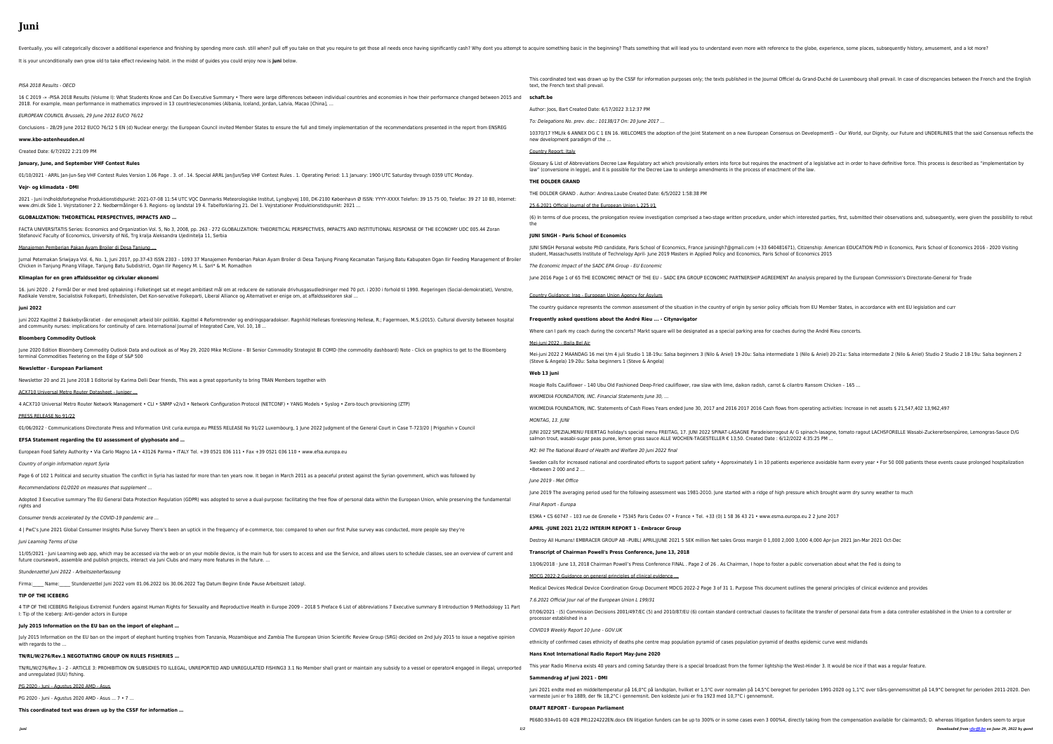# Juni

Eventually, you will categorically discover a additional experience and finishing by spending more cash. still when? pull off you take on that you require to get those all needs once having significantly cash? Why dont you attempt to acquire something basic in the beginning? Thats something that will lead you to understand even more with reference to the globe, experience, some places, subsequently history, amusement, and a lot more?

It is your unconditionally own grow old to take effect reviewing habit. in the midst of guides you could enjoy now is **juni** below.

*PISA 2018 Results - OECD*

16 C 2019 -• -PISA 2018 Results (Volume I): What Students Know and Can Do Executive Summary • There were large differences between individual countries and economies in how their performance changed between 2015 and 2018. For example, mean performance in mathematics improved in 13 countries/economies (Albania, Iceland, Jordan, Latvia, Macao [China], …

*EUROPEAN COUNCIL Brussels, 29 June 2012 EUCO 76/12*

Conclusions – 28/29 June 2012 EUCO 76/12 5 EN (d) Nuclear energy: the European Council invited Member States to ensure the full and timely implementation of the recommendations presented in the report from ENSREG

**www.kbo-astenheusden.nl**

Created Date: 6/7/2022 2:21:09 PM

**January, June, and September VHF Contest Rules**

01/10/2021 · ARRL Jan-Jun-Sep VHF Contest Rules Version 1.06 Page . 3. of . 14. Special ARRL Jan/Jun/Sep VHF Contest Rules . 1. Operating Period: 1.1 January: 1900 UTC Saturday through 0359 UTC Monday.

**Vejr- og klimadata - DMI**

2021 - Juni Indholdsfortegnelse Produktionstidspunkt: 2021-07-08 11:54 UTC VQC Danmarks Meteorologiske Institut, Lyngbyvej 100, DK-2100 København Ø ISSN: YYYY-XXXX Telefon: 39 15 75 00, Telefax: 39 27 10 80, Internet: www.dmi.dk Side 1. Vejrstationer 2 2. Nedbørmålinger 6 3. Regions- og landstal 19 4. Tabelforklaring 21. Del 1. Vejrstationer Produktionstidspunkt: 2021 …

**GLOBALIZATION: THEORETICAL PERSPECTIVES, IMPACTS AND …**

FACTA UNIVERSITATIS Series: Economics and Organization Vol. 5, No 3, 2008, pp. 263 - 272 GLOBALIZATION: THEORETICAL PERSPECTIVES, IMPACTS AND INSTITUTIONAL RESPONSE OF THE ECONOMY UDC 005.44 Zoran Stefanović Faculty of Economics, University of Niš, Trg kralja Aleksandra Ujedinitelja 11, Serbia

Manajemen Pemberian Pakan Ayam Broiler di Desa Tanjung …

Jurnal Peternakan Sriwijaya Vol. 6, No. 1, Juni 2017, pp.37-43 ISSN 2303 – 1093 37 Manajemen Pemberian Pakan Ayam Broiler di Desa Tanjung Pinang Kecamatan Tanjung Batu Kabupaten Ogan Ilir Feeding Management of Broiler Chicken in Tanjung Pinang Village, Tanjung Batu Subdistrict, Ogan Ilir Regency M. L. Sari* & M. Romadhon

**Klimaplan for en grøn affaldssektor og cirkulær økonomi**

16. juni 2020 . 2 Formål Der er med bred opbakning i Folketinget sat et meget ambitiøst mål om at reducere de nationale drivhusgasudledninger med 70 pct. i 2030 i forhold til 1990. Regeringen (Social-demokratiet), Venstre, Radikale Venstre, Socialistisk Folkeparti, Enhedslisten, Det Kon-servative Folkeparti, Liberal Alliance og Alternativet er enige om, at affaldssektoren skal …

**juni 2022**

juni 2022 Kapittel 2 Bakkebyråkratiet - der emosjonelt arbeid blir politikk. Kapittel 4 Reformtrender og endringsparadokser. Ragnhild Hellesøs forelesning Hellesø, R.; Fagermoen, M.S.(2015). Cultural diversity between hospital and community nurses: implications for continuity of care. International Journal of Integrated Care, Vol. 10, 18 …

**Bloomberg Commodity Outlook**

June 2020 Edition Bloomberg Commodity Outlook Data and outlook as of May 29, 2020 Mike McGlone – BI Senior Commodity Strategist BI COMD (the commodity dashboard) Note - Click on graphics to get to the Bloomberg terminal Commodities Teetering on the Edge of S&P 500

**Newsletter - European Parliament**

Newsletter 20 and 21 June 2018 1 Editorial by Karima Delli Dear friends, This was a great opportunity to bring TRAN Members together with

ACX710 Universal Metro Router Datasheet - Juniper …

4 ACX710 Universal Metro Router Network Management • CLI • SNMP v2/v3 • Network Configuration Protocol (NETCONF) • YANG Models • Syslog • Zero-touch provisioning (ZTP)

PRESS RELEASE No 91/22

01/06/2022 · Communications Directorate Press and Information Unit curia.europa.eu PRESS RELEASE No 91/22 Luxembourg, 1 June 2022 Judgment of the General Court in Case T-723/20 | Prigozhin v Council

**EFSA Statement regarding the EU assessment of glyphosate and …**

European Food Safety Authority • Via Carlo Magno 1A • 43126 Parma • ITALY Tel. +39 0521 036 111 • Fax +39 0521 036 110 • www.efsa.europa.eu

*Country of origin information report Syria*

Page 6 of 102 1 Political and security situation The conflict in Syria has lasted for more than ten years now. It began in March 2011 as a peaceful protest against the Syrian government, which was followed by

*Recommendations 01/2020 on measures that supplement …*

Adopted 3 Executive summary The EU General Data Protection Regulation (GDPR) was adopted to serve a dual-purpose: facilitating the free flow of personal data within the European Union, while preserving the fundamental rights and

*Consumer trends accelerated by the COVID-19 pandemic are …*

4 | PwC's June 2021 Global Consumer Insights Pulse Survey There's been an uptick in the frequency of e-commerce, too: compared to when our first Pulse survey was conducted, more people say they're

*Juni Learning Terms of Use*

11/05/2021 · Juni Learning web app, which may be accessed via the web or on your mobile device, is the main hub for users to access and use the Service, and allows users to schedule classes, see an overview of current and future coursework, assemble and publish projects, interact via Juni Clubs and many more features in the future. …

*Stundenzettel Juni 2022 - Arbeitszeiterfassung*

Firma:_____ Name:_____ Stundenzettel Juni 2022 vom 01.06.2022 bis 30.06.2022 Tag Datum Beginn Ende Pause Arbeitszeit (abzgl.

**TIP OF THE ICEBERG**

4 TIP OF THE ICEBERG Religious Extremist Funders against Human Rights for Sexuality and Reproductive Health in Europe 2009 – 2018 5 Preface 6 List of abbreviations 7 Executive summary 8 Introduction 9 Methodology 11 Part I: Tip of the Iceberg: Anti-gender actors in Europe

**July 2015 Information on the EU ban on the import of elephant …**

July 2015 Information on the EU ban on the import of elephant hunting trophies from Tanzania, Mozambique and Zambia The European Union Scientific Review Group (SRG) decided on 2nd July 2015 to issue a negative opinion with regards to the …

**TN/RL/W/276/Rev.1 NEGOTIATING GROUP ON RULES FISHERIES …**

TN/RL/W/276/Rev.1 - 2 - ARTICLE 3: PROHIBITION ON SUBSIDIES TO ILLEGAL, UNREPORTED AND UNREGULATED FISHING3 3.1 No Member shall grant or maintain any subsidy to a vessel or operator4 engaged in illegal, unreported and unregulated (IUU) fishing.

PG 2020 - Juni - Agustus 2020 AMD - Asus

PG 2020 - Juni - Agustus 2020 AMD - Asus … 7 • 7 …

**This coordinated text was drawn up by the CSSF for information …**

This coordinated text was drawn up by the CSSF for information purposes only; the texts published in the Journal Officiel du Grand-Duché de Luxembourg shall prevail. In case of discrepancies between the French and the English text, the French text shall prevail.

**schaft.be**

Author: Joos, Bart Created Date: 6/17/2022 3:12:37 PM

*To: Delegations No. prev. doc.: 10138/17 On: 20 June 2017 …*

10370/17 YML/lk 6 ANNEX DG C 1 EN 16. WELCOMES the adoption of the Joint Statement on a new European Consensus on Development5 – Our World, our Dignity, our Future and UNDERLINES that the said Consensus reflects the new development paradigm of the …

Country Report: Italy

Glossary & List of Abbreviations Decree Law Regulatory act which provisionally enters into force but requires the enactment of a legislative act in order to have definitive force. This process is described as "implementation by law" (conversione in legge), and it is possible for the Decree Law to undergo amendments in the process of enactment of the law.

**THE DOLDER GRAND**

THE DOLDER GRAND . Author: Andrea.Laube Created Date: 6/5/2022 1:58:38 PM

25.6.2021 Official Journal of the European Union L 225 I/1

(6) In terms of due process, the prolongation review investigation comprised a two-stage written procedure, under which interested parties, first, submitted their observations and, subsequently, were given the possibility to rebut the

**JUNI SINGH - Paris School of Economics**

JUNI SINGH Personal website PhD candidate, Paris School of Economics, France junisingh7@gmail.com (+33 640481671), Citizenship: American EDUCATION PhD in Economics, Paris School of Economics 2016 - 2020 Visiting student, Massachusetts Institute of Technology April- June 2019 Masters in Applied Policy and Economics, Paris School of Economics 2015

*The Economic Impact of the SADC EPA Group - EU Economic*

June 2016 Page 1 of 65 THE ECONOMIC IMPACT OF THE EU – SADC EPA GROUP ECONOMIC PARTNERSHIP AGREEMENT An analysis prepared by the European Commission's Directorate-General for Trade

Country Guidance: Iraq - European Union Agency for Asylum

The country guidance represents the common assessment of the situation in the country of origin by senior policy officials from EU Member States, in accordance with EU legislation and curr

**Frequently asked questions about the André Rieu … - Citynavigator**

Where can I park my coach during the concerts? Markt square will be designated as a special parking area for coaches during the André Rieu concerts.

Mei-juni 2022 - Baila Bel Air

Mei-juni 2022 2 MAANDAG 16 mei t/m 4 juli Studio 1 18-19u: Salsa beginners 3 (Nilo & Aniel) 19-20u: Salsa intermediate 1 (Nilo & Aniel) 20-21u: Salsa intermediate 2 (Nilo & Aniel) Studio 2 Studio 2 18-19u: Salsa beginners 2 (Steve & Angela) 19-20u: Salsa beginners 1 (Steve & Angela)

**Web 13 juni**

Hoagie Rolls Cauliflower – 140 Ubu Old Fashioned Deep-Fried cauliflower, raw slaw with lime, daikon radish, carrot & cilantro Ransom Chicken – 165 …

*WIKIMEDIA FOUNDATION, INC. Financial Statements June 30, …*

WIKIMEDIA FOUNDATION, INC. Statements of Cash Flows Years ended June 30, 2017 and 2016 2017 2016 Cash flows from operating activities: Increase in net assets $ 21,547,402 13,962,497

*MONTAG, 13. JUNI*

JUNI 2022 SPEZIALMENU FEIERTAG holiday's special menu FREITAG, 17. JUNI 2022 SPINAT-LASAGNE Paradeiserragout A/ G spinach-lasagne, tomato ragout LACHSFORELLE Wasabi-Zuckererbsenpüree, Lemongras-Sauce D/G salmon trout, wasabi-sugar peas puree, lemon grass sauce ALLE WOCHEN-TAGESTELLER € 13,50. Created Date : 6/12/2022 4:35:25 PM …

*M2: IHI The National Board of Health and Welfare 20 juni 2022 final*

Sweden calls for increased national and coordinated efforts to support patient safety • Approximately 1 in 10 patients experience avoidable harm every year • For 50 000 patients these events cause prolonged hospitalization •Between 2 000 and 2 …

*June 2019 - Met Office*

June 2019 The averaging period used for the following assessment was 1981-2010. June started with a ridge of high pressure which brought warm dry sunny weather to much

*Final Report - Europa*

ESMA • CS 60747 – 103 rue de Grenelle • 75345 Paris Cedex 07 • France • Tel. +33 (0) 1 58 36 43 21 • www.esma.europa.eu 2 2 June 2017

**APRIL –JUNE 2021 21/22 INTERIM REPORT 1 - Embracer Group**

Destroy All Humans! EMBRACER GROUP AB –PUBL( APRIL|JUNE 2021 5 SEK million Net sales Gross margin 0 1,000 2,000 3,000 4,000 Apr-Jun 2021 Jan-Mar 2021 Oct-Dec

**Transcript of Chairman Powell's Press Conference, June 13, 2018**

13/06/2018 · June 13, 2018 Chairman Powell's Press Conference FINAL . Page 2 of 26 . As Chairman, I hope to foster a public conversation about what the Fed is doing to

MDCG 2022-2 Guidance on general principles of clinical evidence …

Medical Devices Medical Device Coordination Group Document MDCG 2022-2 Page 3 of 31 1. Purpose This document outlines the general principles of clinical evidence and provides

*7.6.2021 Official Jour nal of the European Union L 199/31*

07/06/2021 · (5) Commission Decisions 2001/497/EC (5) and 2010/87/EU (6) contain standard contractual clauses to facilitate the transfer of personal data from a data controller established in the Union to a controller or processor established in a

*COVID19 Weekly Report 10 June - GOV.UK*

ethnicity of confirmed cases ethnicity of deaths phe centre map population pyramid of cases population pyramid of deaths epidemic curve west midlands

**Hans Knot International Radio Report May-June 2020**

This year Radio Minerva exists 40 years and coming Saturday there is a special broadcast from the former lightship the West-Hinder 3. It would be nice if that was a regular feature.

**Sammendrag af juni 2021 - DMI**

Juni 2021 endte med en middeltemperatur på 16,0°C på landsplan, hvilket er 1,5°C over normalen på 14,5°C beregnet for perioden 1991-2020 og 1,1°C over tiårs-gennemsnittet på 14,9°C beregnet for perioden 2011-2020. Den varmeste juni er fra 1889, der fik 18,2°C i gennemsnit. Den koldeste juni er fra 1923 med 10,7°C i gennemsnit.

**DRAFT REPORT - European Parliament**

PE680.934v01-00 4/28 PR\1224222EN.docx EN litigation funders can be up to 300% or in some cases even 3 000%4, directly taking from the compensation available for claimants5; D. whereas litigation funders seem to argue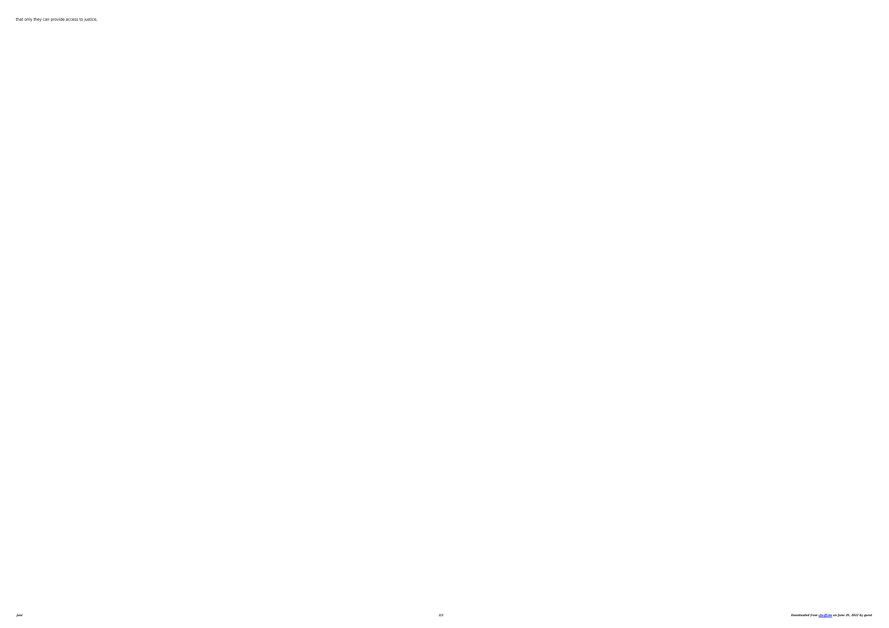that only they can provide access to justice,